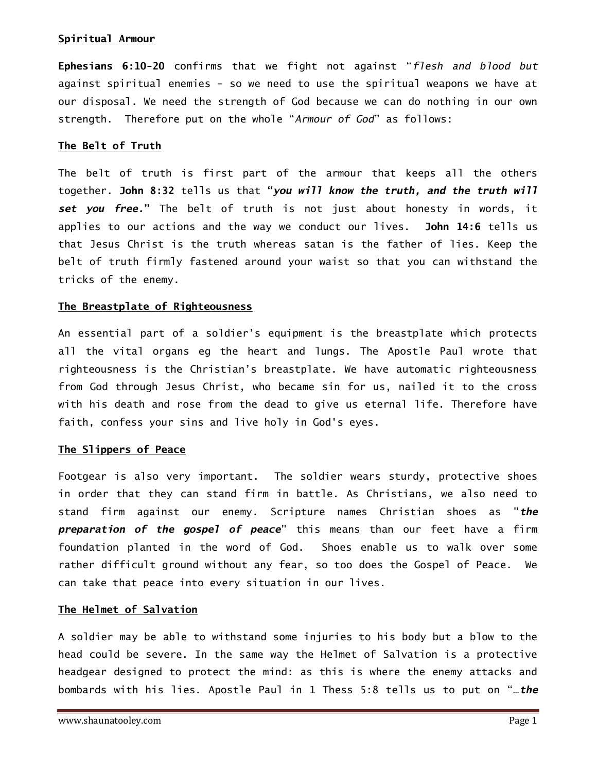**Spiritual Armour**

**Ephesians 6:10-20** confirms that we fight not against "*flesh and blood but* against spiritual enemies - so we need to use the spiritual weapons we have at our disposal. We need the strength of God because we can do nothing in our own strength. Therefore put on the whole "*Armour of God*" as follows:

**The Belt of Truth**

The belt of truth is first part of the armour that keeps all the others together. **John 8:32** tells us that "***you will know the truth, and the truth will set you free.***" The belt of truth is not just about honesty in words, it applies to our actions and the way we conduct our lives. **John 14:6** tells us that Jesus Christ is the truth whereas satan is the father of lies. Keep the belt of truth firmly fastened around your waist so that you can withstand the tricks of the enemy.

**The Breastplate of Righteousness**

An essential part of a soldier's equipment is the breastplate which protects all the vital organs eg the heart and lungs. The Apostle Paul wrote that righteousness is the Christian's breastplate. We have automatic righteousness from God through Jesus Christ, who became sin for us, nailed it to the cross with his death and rose from the dead to give us eternal life. Therefore have faith, confess your sins and live holy in God's eyes.

**The Slippers of Peace**

Footgear is also very important. The soldier wears sturdy, protective shoes in order that they can stand firm in battle. As Christians, we also need to stand firm against our enemy. Scripture names Christian shoes as "***the preparation of the gospel of peace***" this means than our feet have a firm foundation planted in the word of God. Shoes enable us to walk over some rather difficult ground without any fear, so too does the Gospel of Peace. We can take that peace into every situation in our lives.

**The Helmet of Salvation**

A soldier may be able to withstand some injuries to his body but a blow to the head could be severe. In the same way the Helmet of Salvation is a protective headgear designed to protect the mind: as this is where the enemy attacks and bombards with his lies. Apostle Paul in 1 Thess 5:8 tells us to put on "…***the***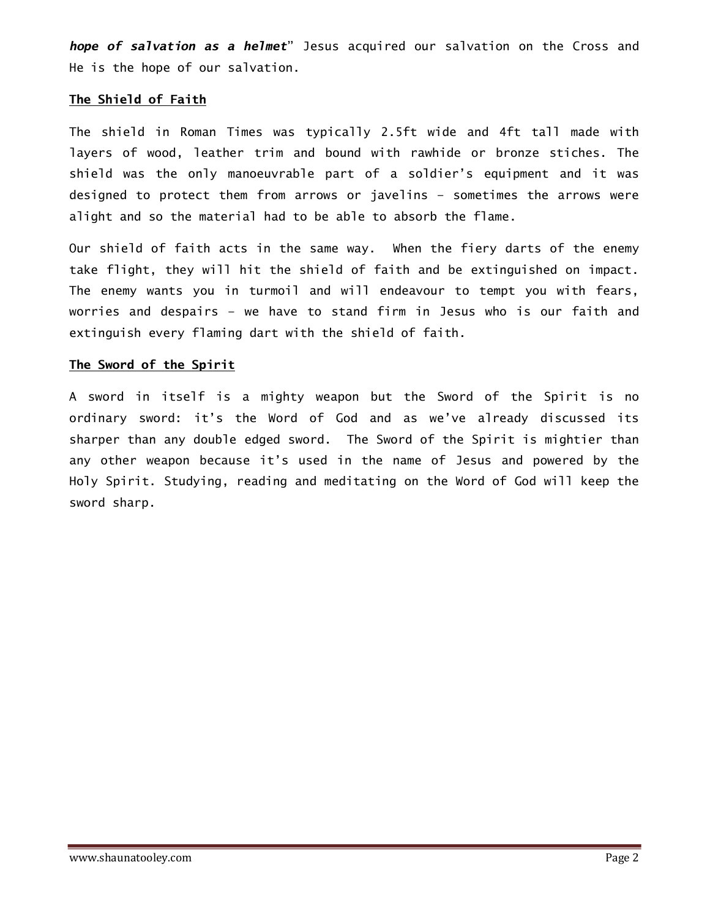***hope of salvation as a helmet***" Jesus acquired our salvation on the Cross and He is the hope of our salvation.

**The Shield of Faith**

The shield in Roman Times was typically 2.5ft wide and 4ft tall made with layers of wood, leather trim and bound with rawhide or bronze stiches. The shield was the only manoeuvrable part of a soldier's equipment and it was designed to protect them from arrows or javelins – sometimes the arrows were alight and so the material had to be able to absorb the flame.

Our shield of faith acts in the same way. When the fiery darts of the enemy take flight, they will hit the shield of faith and be extinguished on impact. The enemy wants you in turmoil and will endeavour to tempt you with fears, worries and despairs – we have to stand firm in Jesus who is our faith and extinguish every flaming dart with the shield of faith.

**The Sword of the Spirit**

A sword in itself is a mighty weapon but the Sword of the Spirit is no ordinary sword: it's the Word of God and as we've already discussed its sharper than any double edged sword. The Sword of the Spirit is mightier than any other weapon because it's used in the name of Jesus and powered by the Holy Spirit. Studying, reading and meditating on the Word of God will keep the sword sharp.